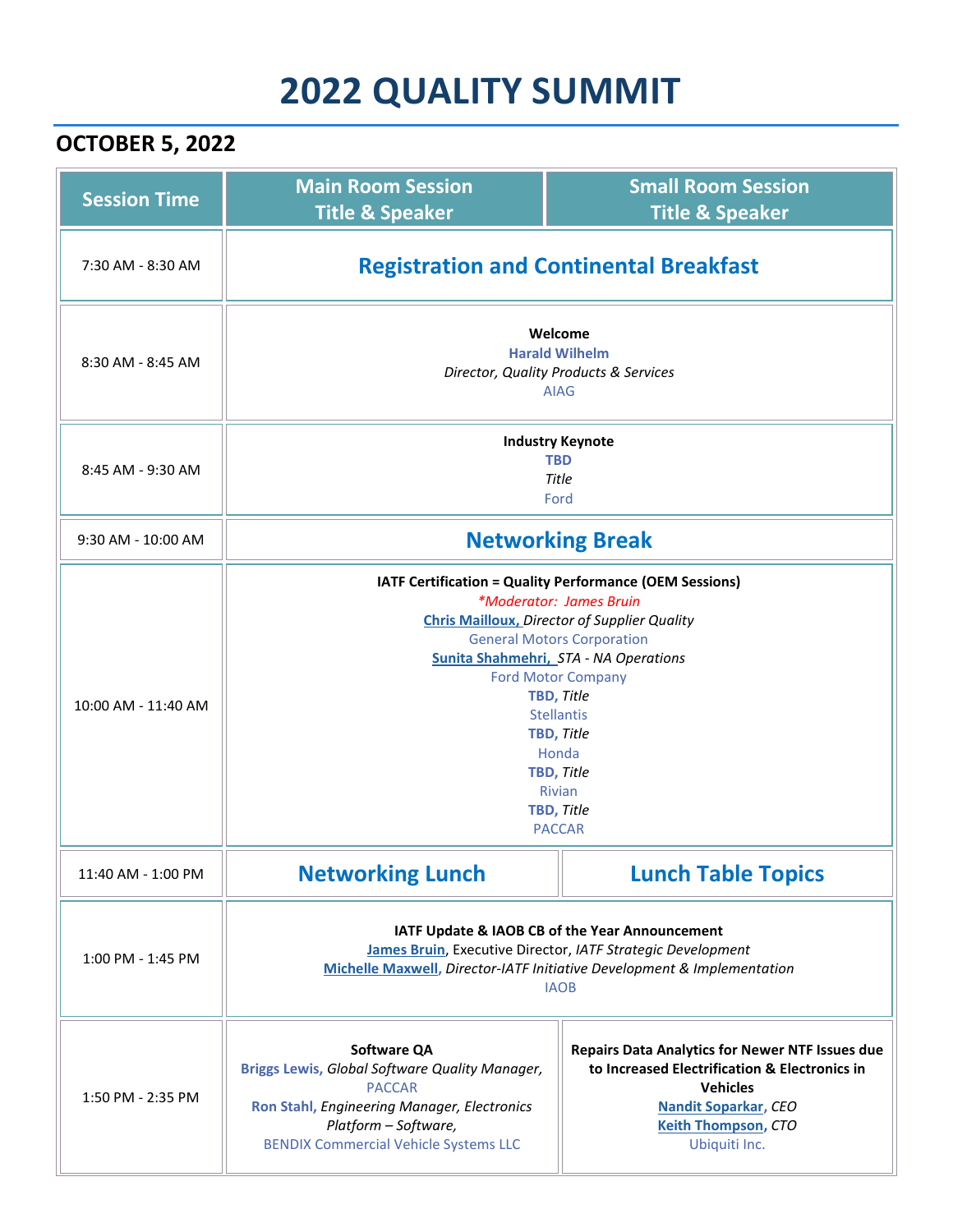# 2022 QUALITY SUMMIT

## OCTOBER 5, 2022

| Session Time | Main Room Session Title & Speaker | Small Room Session Title & Speaker |
|---|---|---|
| 7:30 AM - 8:30 AM | **Registration and Continental Breakfast** | |
| 8:30 AM - 8:45 AM | **Welcome**<br>**Harald Wilhelm**<br>*Director, Quality Products & Services*<br>AIAG | |
| 8:45 AM - 9:30 AM | **Industry Keynote**<br>**TBD**<br>*Title*<br>Ford | |
| 9:30 AM - 10:00 AM | **Networking Break** | |
| 10:00 AM - 11:40 AM | **IATF Certification = Quality Performance (OEM Sessions)**<br>*\*Moderator: James Bruin*<br>**Chris Mailloux,** *Director of Supplier Quality*<br>General Motors Corporation<br>**Sunita Shahmehri,** *STA - NA Operations*<br>Ford Motor Company<br>**TBD,** *Title*<br>Stellantis<br>**TBD,** *Title*<br>Honda<br>**TBD,** *Title*<br>Rivian<br>**TBD,** *Title*<br>PACCAR | |
| 11:40 AM - 1:00 PM | **Networking Lunch** | **Lunch Table Topics** |
| 1:00 PM - 1:45 PM | **IATF Update & IAOB CB of the Year Announcement**<br>**James Bruin**, Executive Director, *IATF Strategic Development*<br>**Michelle Maxwell,** *Director-IATF Initiative Development & Implementation*<br>IAOB | |
| 1:50 PM - 2:35 PM | **Software QA**<br>**Briggs Lewis,** *Global Software Quality Manager,*<br>PACCAR<br>**Ron Stahl,** *Engineering Manager, Electronics Platform – Software,*<br>BENDIX Commercial Vehicle Systems LLC | **Repairs Data Analytics for Newer NTF Issues due to Increased Electrification & Electronics in Vehicles**<br>**Nandit Soparkar,** *CEO*<br>**Keith Thompson,** *CTO*<br>Ubiquiti Inc. |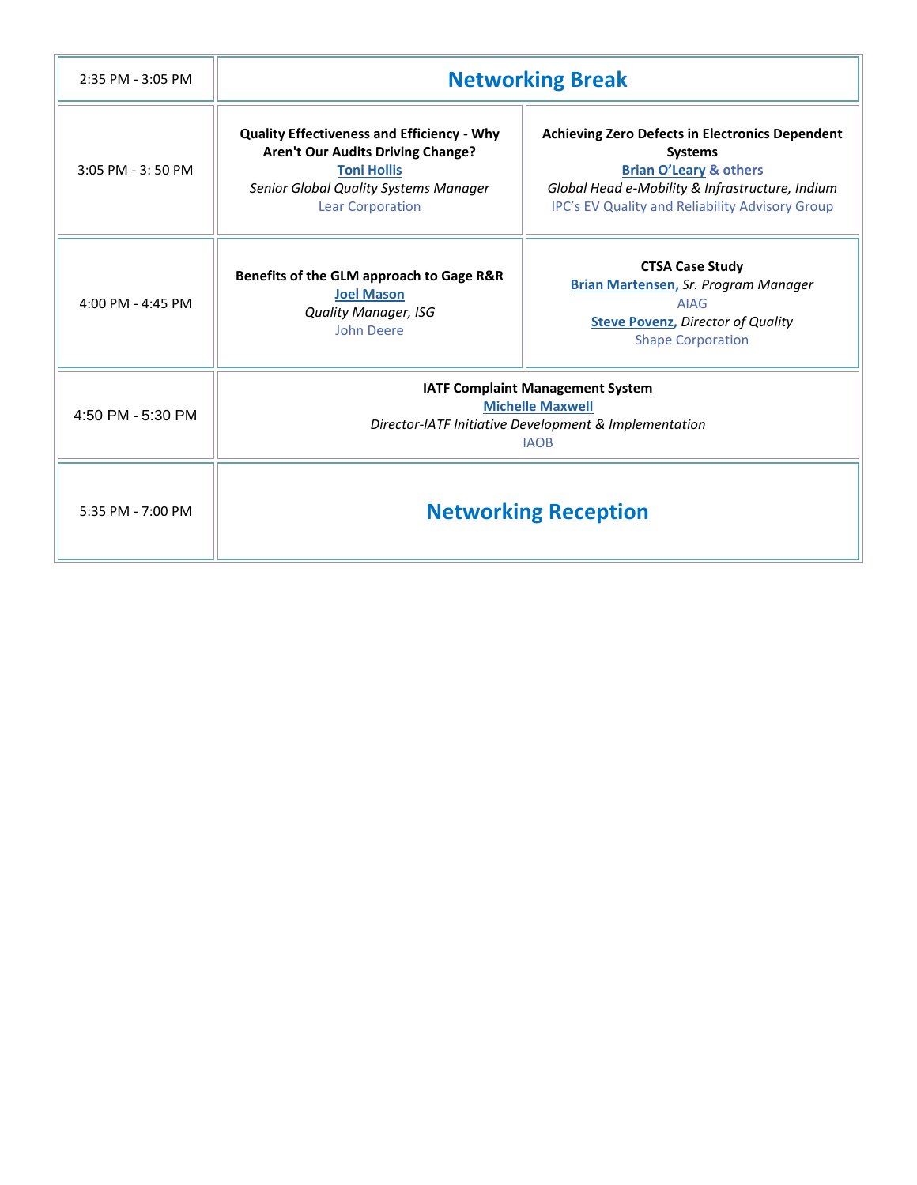| | | |
|---|---|---|
| 2:35 PM - 3:05 PM | **Networking Break** | |
| 3:05 PM - 3: 50 PM | **Quality Effectiveness and Efficiency - Why Aren't Our Audits Driving Change?**<br>**Toni Hollis**<br>*Senior Global Quality Systems Manager*<br>Lear Corporation | **Achieving Zero Defects in Electronics Dependent Systems**<br>**Brian O'Leary & others**<br>*Global Head e-Mobility & Infrastructure, Indium*<br>IPC's EV Quality and Reliability Advisory Group |
| 4:00 PM - 4:45 PM | **Benefits of the GLM approach to Gage R&R**<br>**Joel Mason**<br>*Quality Manager, ISG*<br>John Deere | **CTSA Case Study**<br>**Brian Martensen**, *Sr. Program Manager*<br>AIAG<br>**Steve Povenz**, *Director of Quality*<br>Shape Corporation |
| 4:50 PM - 5:30 PM | **IATF Complaint Management System**<br>**Michelle Maxwell**<br>*Director-IATF Initiative Development & Implementation*<br>IAOB | |
| 5:35 PM - 7:00 PM | **Networking Reception** | |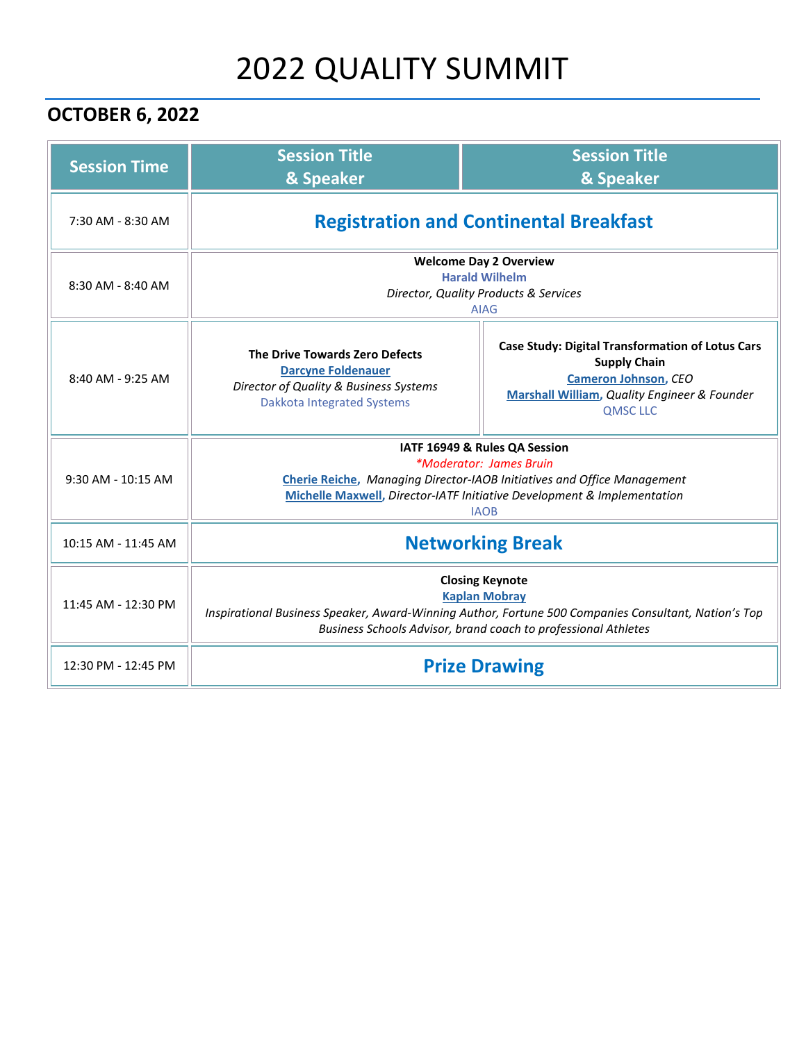# 2022 QUALITY SUMMIT

## OCTOBER 6, 2022

| Session Time | Session Title & Speaker | Session Title & Speaker |
|---|---|---|
| 7:30 AM - 8:30 AM | **Registration and Continental Breakfast** | |
| 8:30 AM - 8:40 AM | **Welcome Day 2 Overview**<br>**Harald Wilhelm**<br>*Director, Quality Products & Services*<br>AIAG | |
| 8:40 AM - 9:25 AM | **The Drive Towards Zero Defects**<br>**Darcyne Foldenauer**<br>*Director of Quality & Business Systems*<br>Dakkota Integrated Systems | **Case Study: Digital Transformation of Lotus Cars Supply Chain**<br>**Cameron Johnson**, *CEO*<br>**Marshall William**, *Quality Engineer & Founder*<br>QMSC LLC |
| 9:30 AM - 10:15 AM | **IATF 16949 & Rules QA Session**<br>*\*Moderator: James Bruin*<br>**Cherie Reiche**, *Managing Director-IAOB Initiatives and Office Management*<br>**Michelle Maxwell**, *Director-IATF Initiative Development & Implementation*<br>IAOB | |
| 10:15 AM - 11:45 AM | **Networking Break** | |
| 11:45 AM - 12:30 PM | **Closing Keynote**<br>**Kaplan Mobray**<br>*Inspirational Business Speaker, Award-Winning Author, Fortune 500 Companies Consultant, Nation's Top Business Schools Advisor, brand coach to professional Athletes* | |
| 12:30 PM - 12:45 PM | **Prize Drawing** | |